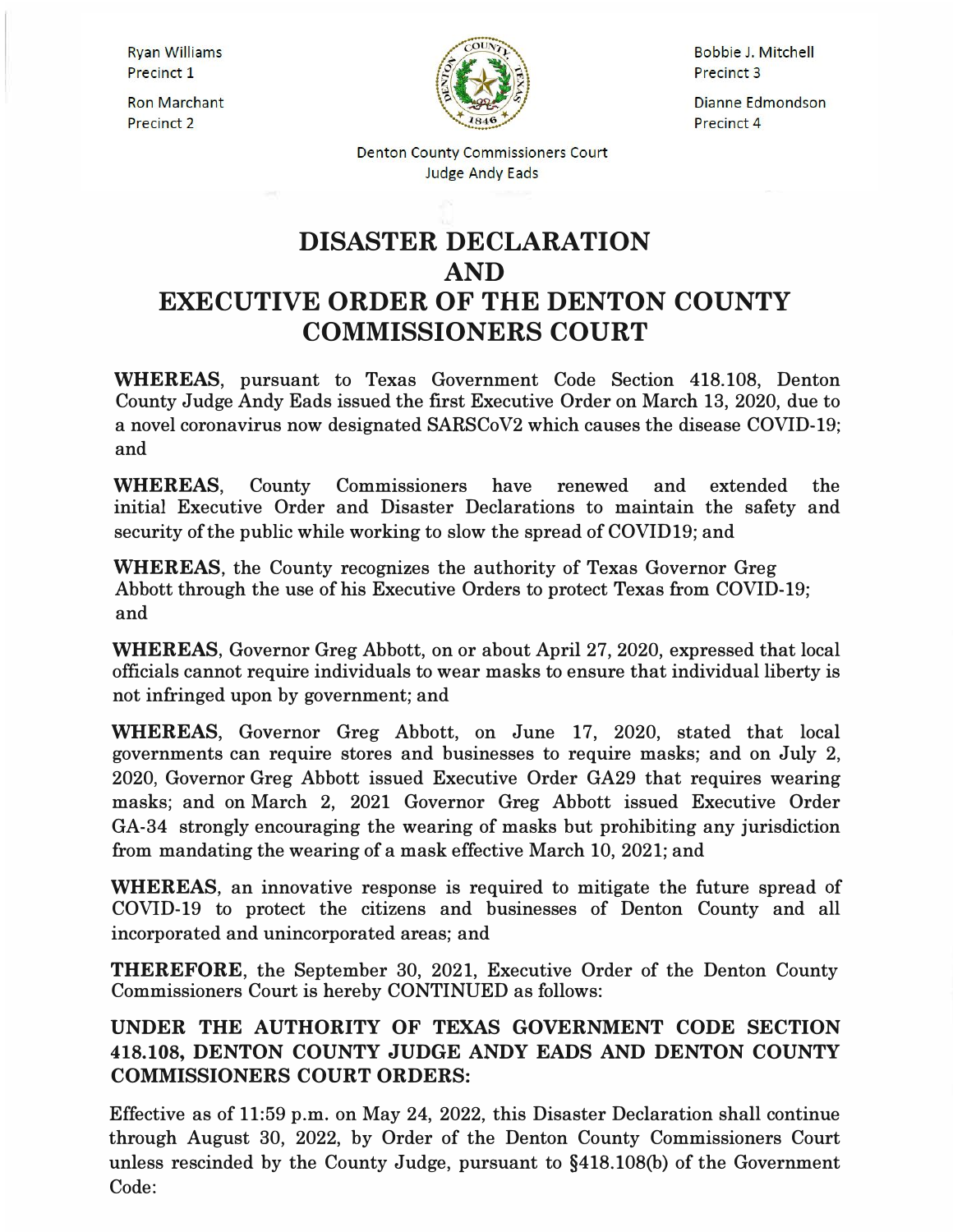Ryan Williams
Precinct 1

Ron Marchant
Precinct 2

Bobbie J. Mitchell
Precinct 3

Dianne Edmondson
Precinct 4

Denton County Commissioners Court
Judge Andy Eads

# DISASTER DECLARATION AND EXECUTIVE ORDER OF THE DENTON COUNTY COMMISSIONERS COURT

**WHEREAS**, pursuant to Texas Government Code Section 418.108, Denton County Judge Andy Eads issued the first Executive Order on March 13, 2020, due to a novel coronavirus now designated SARSCoV2 which causes the disease COVID-19; and

**WHEREAS**, County Commissioners have renewed and extended the initial Executive Order and Disaster Declarations to maintain the safety and security of the public while working to slow the spread of COVID19; and

**WHEREAS**, the County recognizes the authority of Texas Governor Greg Abbott through the use of his Executive Orders to protect Texas from COVID-19; and

**WHEREAS**, Governor Greg Abbott, on or about April 27, 2020, expressed that local officials cannot require individuals to wear masks to ensure that individual liberty is not infringed upon by government; and

**WHEREAS**, Governor Greg Abbott, on June 17, 2020, stated that local governments can require stores and businesses to require masks; and on July 2, 2020, Governor Greg Abbott issued Executive Order GA29 that requires wearing masks; and on March 2, 2021 Governor Greg Abbott issued Executive Order GA-34 strongly encouraging the wearing of masks but prohibiting any jurisdiction from mandating the wearing of a mask effective March 10, 2021; and

**WHEREAS**, an innovative response is required to mitigate the future spread of COVID-19 to protect the citizens and businesses of Denton County and all incorporated and unincorporated areas; and

**THEREFORE**, the September 30, 2021, Executive Order of the Denton County Commissioners Court is hereby CONTINUED as follows:

**UNDER THE AUTHORITY OF TEXAS GOVERNMENT CODE SECTION 418.108, DENTON COUNTY JUDGE ANDY EADS AND DENTON COUNTY COMMISSIONERS COURT ORDERS:**

Effective as of 11:59 p.m. on May 24, 2022, this Disaster Declaration shall continue through August 30, 2022, by Order of the Denton County Commissioners Court unless rescinded by the County Judge, pursuant to §418.108(b) of the Government Code: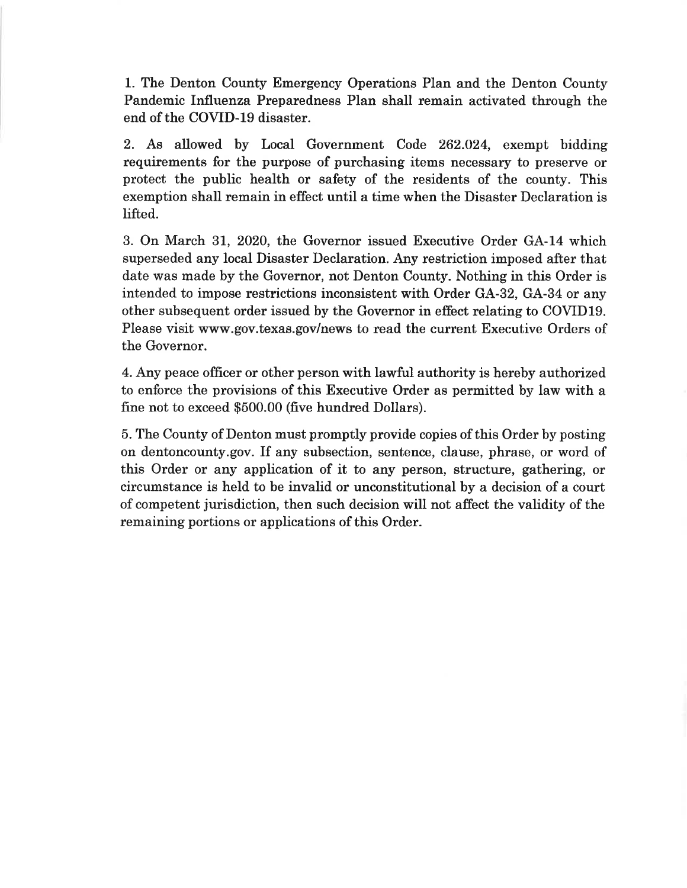1. The Denton County Emergency Operations Plan and the Denton County Pandemic Influenza Preparedness Plan shall remain activated through the end of the COVID-19 disaster.

2. As allowed by Local Government Code 262.024, exempt bidding requirements for the purpose of purchasing items necessary to preserve or protect the public health or safety of the residents of the county. This exemption shall remain in effect until a time when the Disaster Declaration is lifted.

3. On March 31, 2020, the Governor issued Executive Order GA-14 which superseded any local Disaster Declaration. Any restriction imposed after that date was made by the Governor, not Denton County. Nothing in this Order is intended to impose restrictions inconsistent with Order GA-32, GA-34 or any other subsequent order issued by the Governor in effect relating to COVID19. Please visit www.gov.texas.gov/news to read the current Executive Orders of the Governor.

4. Any peace officer or other person with lawful authority is hereby authorized to enforce the provisions of this Executive Order as permitted by law with a fine not to exceed $500.00 (five hundred Dollars).

5. The County of Denton must promptly provide copies of this Order by posting on dentoncounty.gov. If any subsection, sentence, clause, phrase, or word of this Order or any application of it to any person, structure, gathering, or circumstance is held to be invalid or unconstitutional by a decision of a court of competent jurisdiction, then such decision will not affect the validity of the remaining portions or applications of this Order.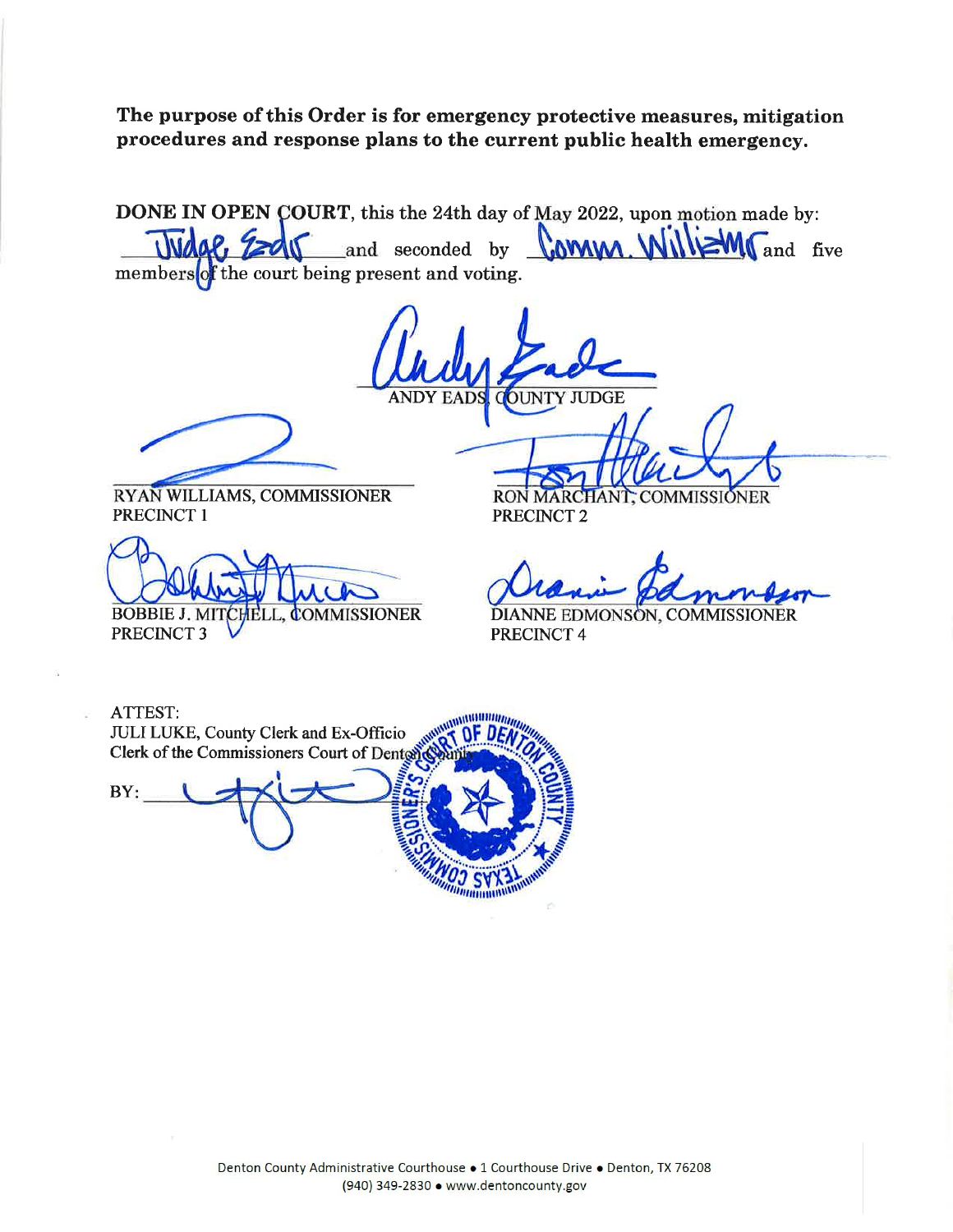**The purpose of this Order is for emergency protective measures, mitigation procedures and response plans to the current public health emergency.**

**DONE IN OPEN COURT**, this the 24th day of May 2022, upon motion made by: Judge Eads and seconded by Comm. Williams and five members of the court being present and voting.

ANDY EADS, COUNTY JUDGE

RYAN WILLIAMS, COMMISSIONER
PRECINCT 1

RON MARCHANT, COMMISSIONER
PRECINCT 2

BOBBIE J. MITCHELL, COMMISSIONER
PRECINCT 3

DIANNE EDMONSON, COMMISSIONER
PRECINCT 4

ATTEST:
JULI LUKE, County Clerk and Ex-Officio
Clerk of the Commissioners Court of Denton County

BY: ______________________

Denton County Administrative Courthouse • 1 Courthouse Drive • Denton, TX 76208
(940) 349-2830 • www.dentoncounty.gov